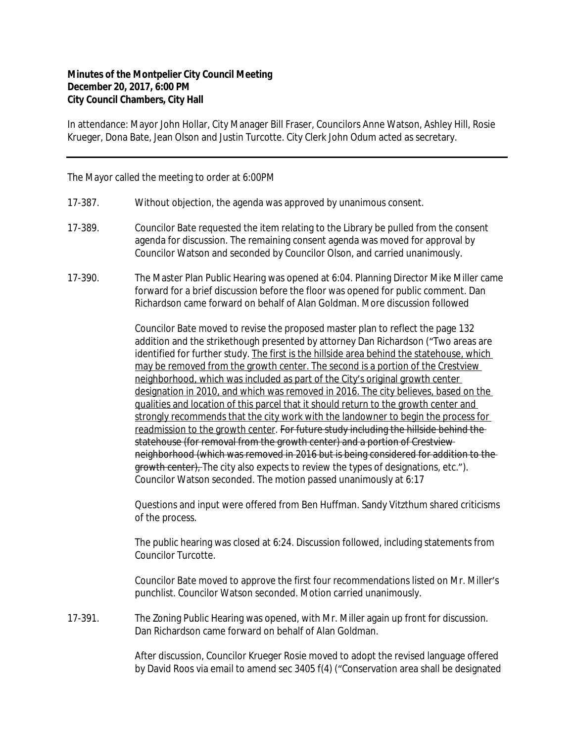**Minutes of the Montpelier City Council Meeting**
**December 20, 2017, 6:00 PM**
**City Council Chambers, City Hall**

In attendance: Mayor John Hollar, City Manager Bill Fraser, Councilors Anne Watson, Ashley Hill, Rosie Krueger, Dona Bate, Jean Olson and Justin Turcotte. City Clerk John Odum acted as secretary.

---

The Mayor called the meeting to order at 6:00PM

17-387. Without objection, the agenda was approved by unanimous consent.

17-389. Councilor Bate requested the item relating to the Library be pulled from the consent agenda for discussion. The remaining consent agenda was moved for approval by Councilor Watson and seconded by Councilor Olson, and carried unanimously.

17-390. The Master Plan Public Hearing was opened at 6:04. Planning Director Mike Miller came forward for a brief discussion before the floor was opened for public comment. Dan Richardson came forward on behalf of Alan Goldman. More discussion followed

Councilor Bate moved to revise the proposed master plan to reflect the page 132 addition and the strikethough presented by attorney Dan Richardson ("Two areas are identified for further study. <u>The first is the hillside area behind the statehouse, which may be removed from the growth center. The second is a portion of the Crestview neighborhood, which was included as part of the City's original growth center designation in 2010, and which was removed in 2016. The city believes, based on the qualities and location of this parcel that it should return to the growth center and strongly recommends that the city work with the landowner to begin the process for readmission to the growth center</u>. ~~For future study including the hillside behind the statehouse (for removal from the growth center) and a portion of Crestview neighborhood (which was removed in 2016 but is being considered for addition to the growth center),~~ The city also expects to review the types of designations, etc."). Councilor Watson seconded. The motion passed unanimously at 6:17

Questions and input were offered from Ben Huffman. Sandy Vitzthum shared criticisms of the process.

The public hearing was closed at 6:24. Discussion followed, including statements from Councilor Turcotte.

Councilor Bate moved to approve the first four recommendations listed on Mr. Miller's punchlist. Councilor Watson seconded. Motion carried unanimously.

17-391. The Zoning Public Hearing was opened, with Mr. Miller again up front for discussion. Dan Richardson came forward on behalf of Alan Goldman.

After discussion, Councilor Krueger Rosie moved to adopt the revised language offered by David Roos via email to amend sec 3405 f(4) ("Conservation area shall be designated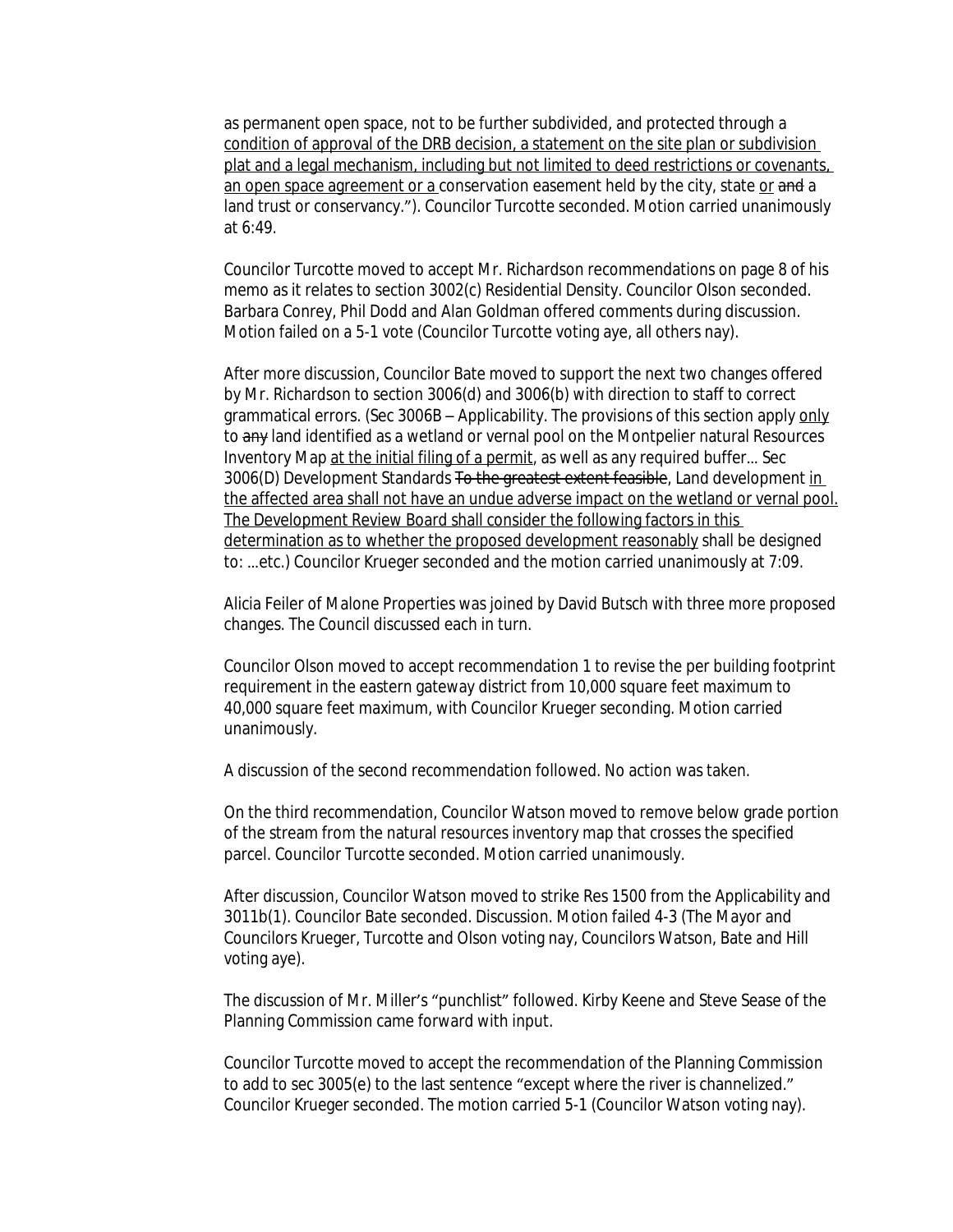as permanent open space, not to be further subdivided, and protected through a <u>condition of approval of the DRB decision, a statement on the site plan or subdivision plat and a legal mechanism, including but not limited to deed restrictions or covenants, an open space agreement or a</u> conservation easement held by the city, state <u>or</u> ~~and~~ a land trust or conservancy."). Councilor Turcotte seconded. Motion carried unanimously at 6:49.

Councilor Turcotte moved to accept Mr. Richardson recommendations on page 8 of his memo as it relates to section 3002(c) Residential Density. Councilor Olson seconded. Barbara Conrey, Phil Dodd and Alan Goldman offered comments during discussion. Motion failed on a 5-1 vote (Councilor Turcotte voting aye, all others nay).

After more discussion, Councilor Bate moved to support the next two changes offered by Mr. Richardson to section 3006(d) and 3006(b) with direction to staff to correct grammatical errors. (Sec 3006B – Applicability. The provisions of this section apply <u>only</u> to ~~any~~ land identified as a wetland or vernal pool on the Montpelier natural Resources Inventory Map <u>at the initial filing of a permit</u>, as well as any required buffer... Sec 3006(D) Development Standards ~~To the greatest extent feasible~~, Land development <u>in the affected area shall not have an undue adverse impact on the wetland or vernal pool. The Development Review Board shall consider the following factors in this determination as to whether the proposed development reasonably</u> shall be designed to: ...etc.) Councilor Krueger seconded and the motion carried unanimously at 7:09.

Alicia Feiler of Malone Properties was joined by David Butsch with three more proposed changes. The Council discussed each in turn.

Councilor Olson moved to accept recommendation 1 to revise the per building footprint requirement in the eastern gateway district from 10,000 square feet maximum to 40,000 square feet maximum, with Councilor Krueger seconding. Motion carried unanimously.

A discussion of the second recommendation followed. No action was taken.

On the third recommendation, Councilor Watson moved to remove below grade portion of the stream from the natural resources inventory map that crosses the specified parcel. Councilor Turcotte seconded. Motion carried unanimously.

After discussion, Councilor Watson moved to strike Res 1500 from the Applicability and 3011b(1). Councilor Bate seconded. Discussion. Motion failed 4-3 (The Mayor and Councilors Krueger, Turcotte and Olson voting nay, Councilors Watson, Bate and Hill voting aye).

The discussion of Mr. Miller's "punchlist" followed. Kirby Keene and Steve Sease of the Planning Commission came forward with input.

Councilor Turcotte moved to accept the recommendation of the Planning Commission to add to sec 3005(e) to the last sentence "except where the river is channelized." Councilor Krueger seconded. The motion carried 5-1 (Councilor Watson voting nay).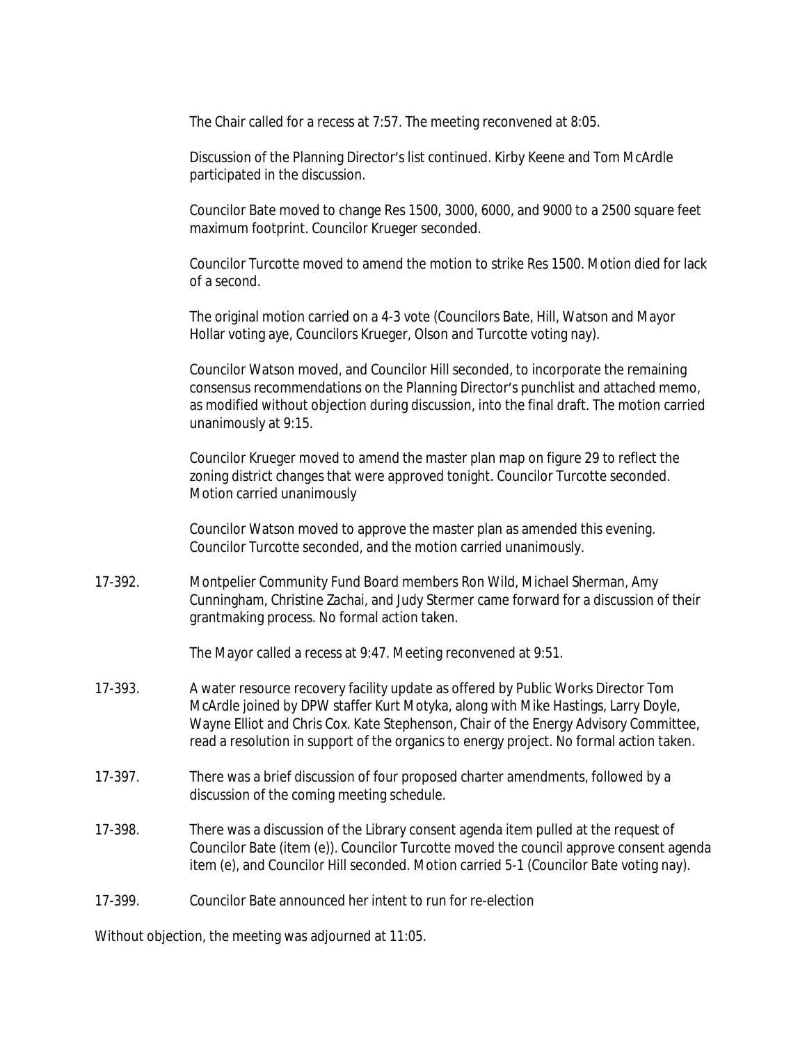The Chair called for a recess at 7:57. The meeting reconvened at 8:05.

Discussion of the Planning Director's list continued. Kirby Keene and Tom McArdle participated in the discussion.

Councilor Bate moved to change Res 1500, 3000, 6000, and 9000 to a 2500 square feet maximum footprint. Councilor Krueger seconded.

Councilor Turcotte moved to amend the motion to strike Res 1500. Motion died for lack of a second.

The original motion carried on a 4-3 vote (Councilors Bate, Hill, Watson and Mayor Hollar voting aye, Councilors Krueger, Olson and Turcotte voting nay).

Councilor Watson moved, and Councilor Hill seconded, to incorporate the remaining consensus recommendations on the Planning Director's punchlist and attached memo, as modified without objection during discussion, into the final draft. The motion carried unanimously at 9:15.

Councilor Krueger moved to amend the master plan map on figure 29 to reflect the zoning district changes that were approved tonight. Councilor Turcotte seconded. Motion carried unanimously

Councilor Watson moved to approve the master plan as amended this evening. Councilor Turcotte seconded, and the motion carried unanimously.

17-392. Montpelier Community Fund Board members Ron Wild, Michael Sherman, Amy Cunningham, Christine Zachai, and Judy Stermer came forward for a discussion of their grantmaking process. No formal action taken.

The Mayor called a recess at 9:47. Meeting reconvened at 9:51.

17-393. A water resource recovery facility update as offered by Public Works Director Tom McArdle joined by DPW staffer Kurt Motyka, along with Mike Hastings, Larry Doyle, Wayne Elliot and Chris Cox. Kate Stephenson, Chair of the Energy Advisory Committee, read a resolution in support of the organics to energy project. No formal action taken.

17-397. There was a brief discussion of four proposed charter amendments, followed by a discussion of the coming meeting schedule.

17-398. There was a discussion of the Library consent agenda item pulled at the request of Councilor Bate (item (e)). Councilor Turcotte moved the council approve consent agenda item (e), and Councilor Hill seconded. Motion carried 5-1 (Councilor Bate voting nay).

17-399. Councilor Bate announced her intent to run for re-election

Without objection, the meeting was adjourned at 11:05.